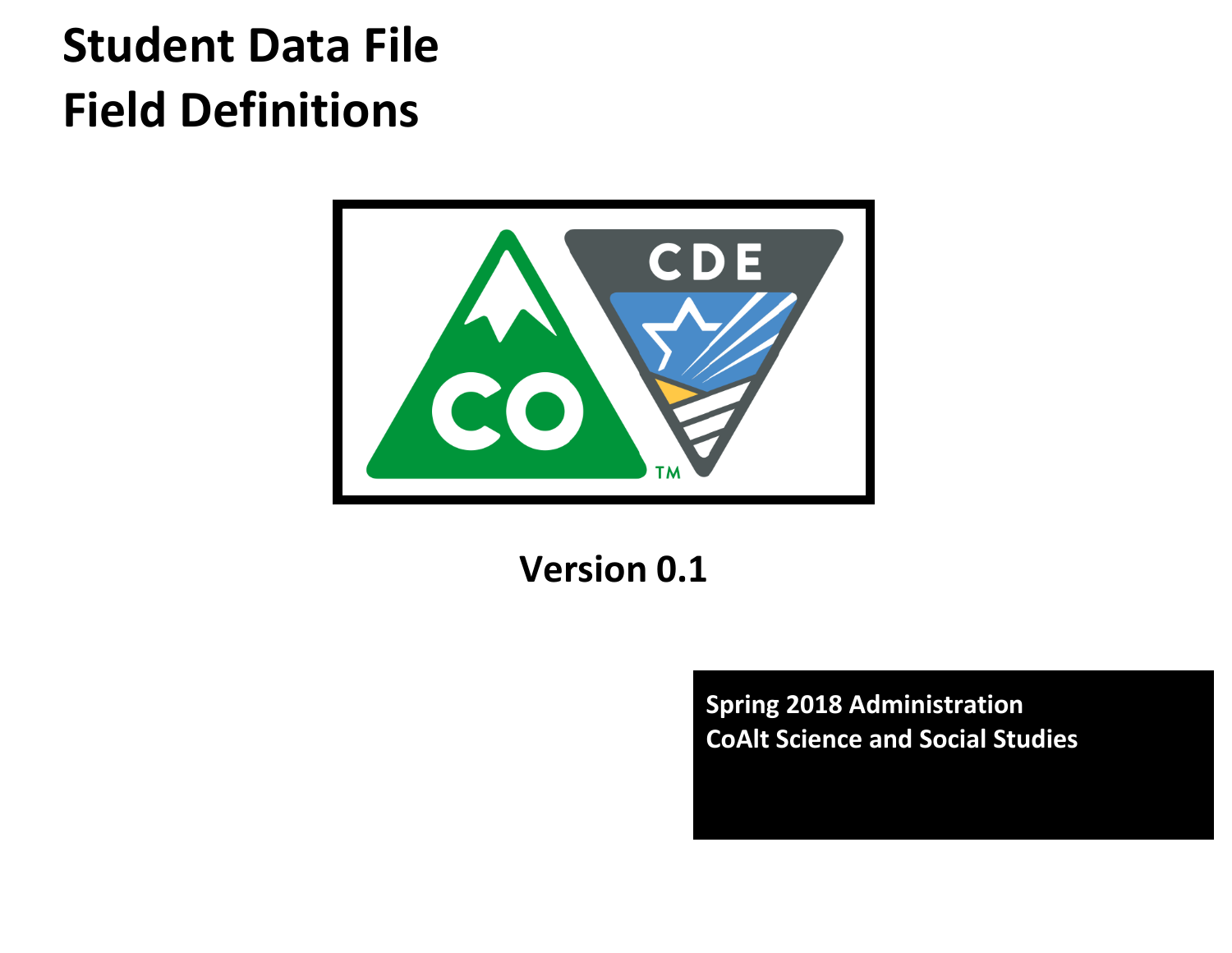# Student Data File
# Field Definitions

Version 0.1

Spring 2018 Administration
CoAlt Science and Social Studies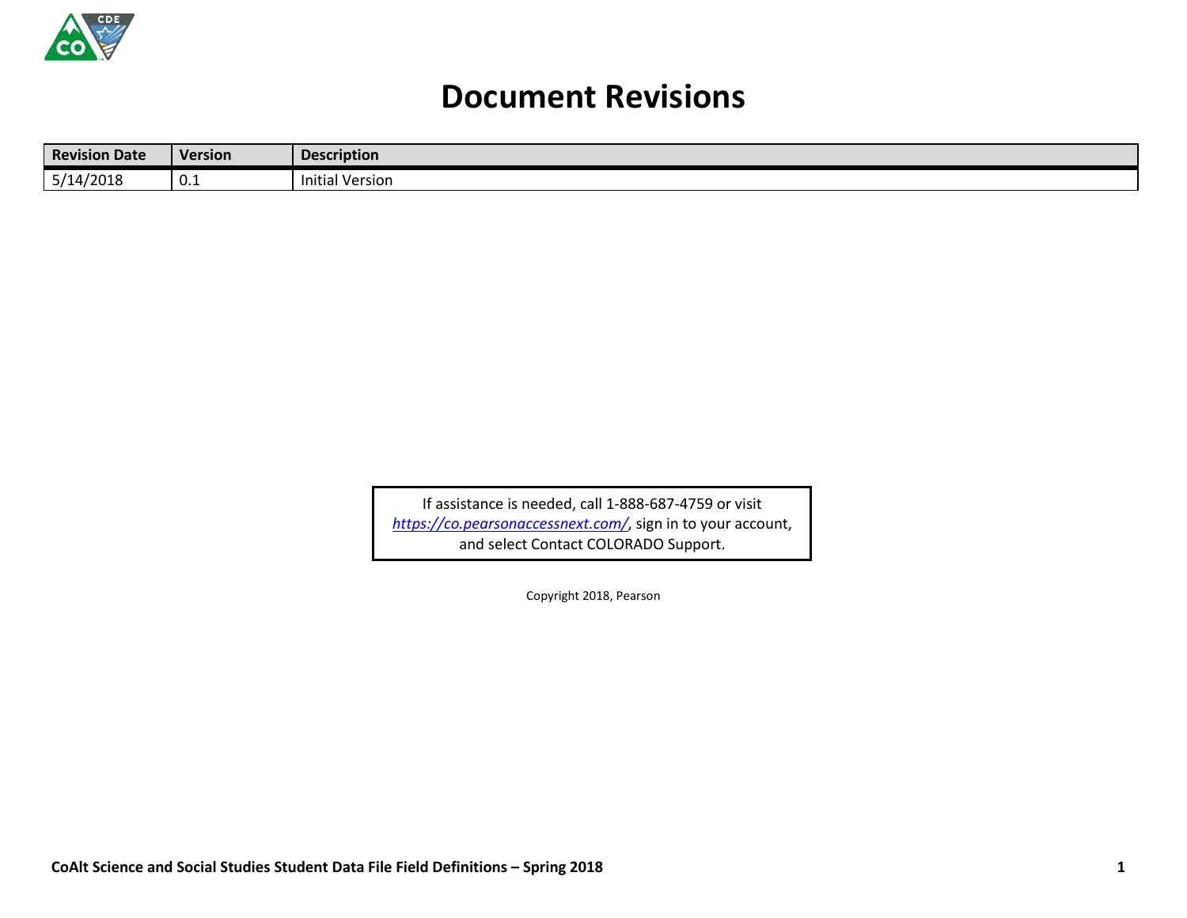# Document Revisions

| Revision Date | Version | Description |
| --- | --- | --- |
| 5/14/2018 | 0.1 | Initial Version |

If assistance is needed, call 1-888-687-4759 or visit *https://co.pearsonaccessnext.com/*, sign in to your account, and select Contact COLORADO Support.

Copyright 2018, Pearson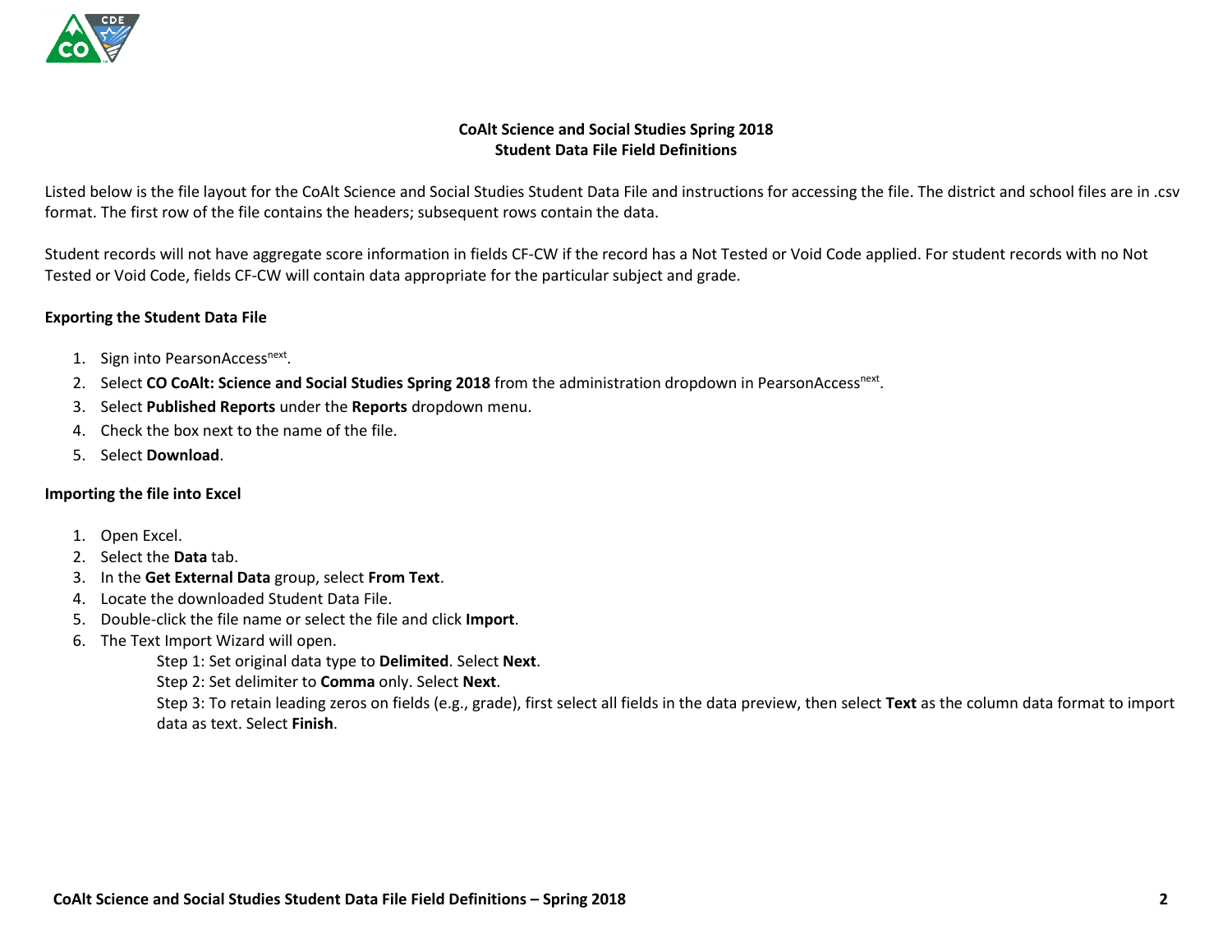**CoAlt Science and Social Studies Spring 2018**
**Student Data File Field Definitions**

Listed below is the file layout for the CoAlt Science and Social Studies Student Data File and instructions for accessing the file. The district and school files are in .csv format. The first row of the file contains the headers; subsequent rows contain the data.

Student records will not have aggregate score information in fields CF-CW if the record has a Not Tested or Void Code applied. For student records with no Not Tested or Void Code, fields CF-CW will contain data appropriate for the particular subject and grade.

**Exporting the Student Data File**

1. Sign into PearsonAccess[next].
2. Select **CO CoAlt: Science and Social Studies Spring 2018** from the administration dropdown in PearsonAccess[next].
3. Select **Published Reports** under the **Reports** dropdown menu.
4. Check the box next to the name of the file.
5. Select **Download**.

**Importing the file into Excel**

1. Open Excel.
2. Select the **Data** tab.
3. In the **Get External Data** group, select **From Text**.
4. Locate the downloaded Student Data File.
5. Double-click the file name or select the file and click **Import**.
6. The Text Import Wizard will open.
   - Step 1: Set original data type to **Delimited**. Select **Next**.
   - Step 2: Set delimiter to **Comma** only. Select **Next**.
   - Step 3: To retain leading zeros on fields (e.g., grade), first select all fields in the data preview, then select **Text** as the column data format to import data as text. Select **Finish**.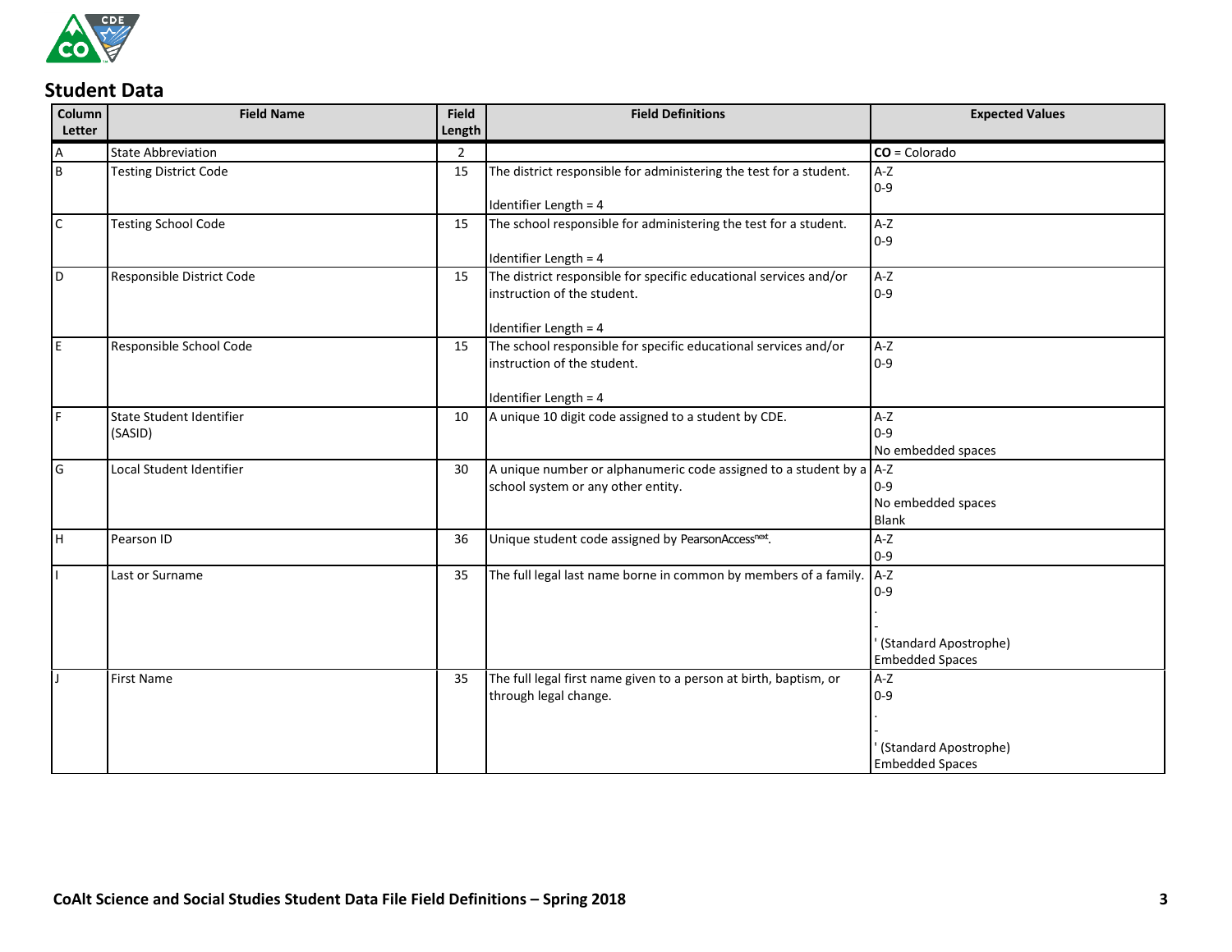## Student Data

| Column Letter | Field Name | Field Length | Field Definitions | Expected Values |
|---|---|---|---|---|
| A | State Abbreviation | 2 | | **CO** = Colorado |
| B | Testing District Code | 15 | The district responsible for administering the test for a student.<br><br>Identifier Length = 4 | A-Z<br>0-9 |
| C | Testing School Code | 15 | The school responsible for administering the test for a student.<br><br>Identifier Length = 4 | A-Z<br>0-9 |
| D | Responsible District Code | 15 | The district responsible for specific educational services and/or instruction of the student.<br><br>Identifier Length = 4 | A-Z<br>0-9 |
| E | Responsible School Code | 15 | The school responsible for specific educational services and/or instruction of the student.<br><br>Identifier Length = 4 | A-Z<br>0-9 |
| F | State Student Identifier (SASID) | 10 | A unique 10 digit code assigned to a student by CDE. | A-Z<br>0-9<br>No embedded spaces |
| G | Local Student Identifier | 30 | A unique number or alphanumeric code assigned to a student by a school system or any other entity. | A-Z<br>0-9<br>No embedded spaces<br>Blank |
| H | Pearson ID | 36 | Unique student code assigned by PearsonAccess[next]. | A-Z<br>0-9 |
| I | Last or Surname | 35 | The full legal last name borne in common by members of a family. | A-Z<br>0-9<br>.<br>-<br>' (Standard Apostrophe)<br>Embedded Spaces |
| J | First Name | 35 | The full legal first name given to a person at birth, baptism, or through legal change. | A-Z<br>0-9<br>.<br>-<br>' (Standard Apostrophe)<br>Embedded Spaces |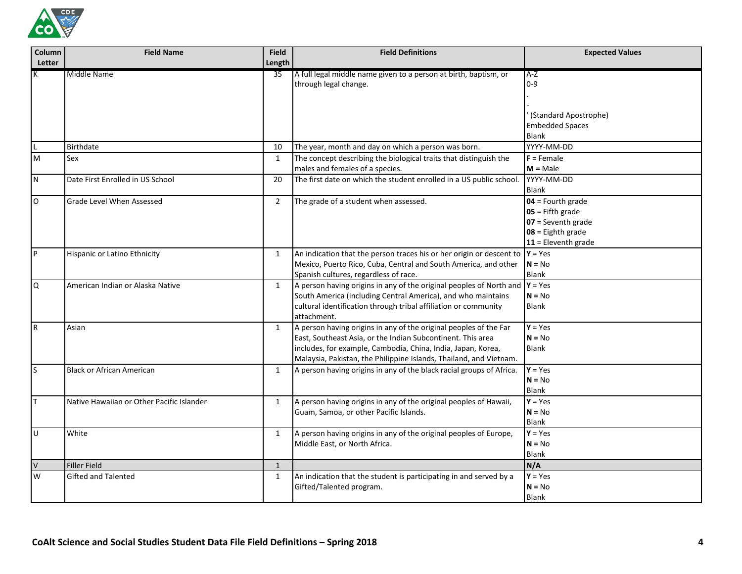| Column Letter | Field Name | Field Length | Field Definitions | Expected Values |
|---|---|---|---|---|
| K | Middle Name | 35 | A full legal middle name given to a person at birth, baptism, or through legal change. | A-Z<br>0-9<br>.<br>-<br>' (Standard Apostrophe)<br>Embedded Spaces<br>Blank |
| L | Birthdate | 10 | The year, month and day on which a person was born. | YYYY-MM-DD |
| M | Sex | 1 | The concept describing the biological traits that distinguish the males and females of a species. | **F =** Female<br>**M =** Male |
| N | Date First Enrolled in US School | 20 | The first date on which the student enrolled in a US public school. | YYYY-MM-DD<br>Blank |
| O | Grade Level When Assessed | 2 | The grade of a student when assessed. | **04** = Fourth grade<br>**05** = Fifth grade<br>**07** = Seventh grade<br>**08** = Eighth grade<br>**11** = Eleventh grade |
| P | Hispanic or Latino Ethnicity | 1 | An indication that the person traces his or her origin or descent to Mexico, Puerto Rico, Cuba, Central and South America, and other Spanish cultures, regardless of race. | **Y** = Yes<br>**N =** No<br>Blank |
| Q | American Indian or Alaska Native | 1 | A person having origins in any of the original peoples of North and South America (including Central America), and who maintains cultural identification through tribal affiliation or community attachment. | **Y** = Yes<br>**N =** No<br>Blank |
| R | Asian | 1 | A person having origins in any of the original peoples of the Far East, Southeast Asia, or the Indian Subcontinent. This area includes, for example, Cambodia, China, India, Japan, Korea, Malaysia, Pakistan, the Philippine Islands, Thailand, and Vietnam. | **Y** = Yes<br>**N =** No<br>Blank |
| S | Black or African American | 1 | A person having origins in any of the black racial groups of Africa. | **Y** = Yes<br>**N =** No<br>Blank |
| T | Native Hawaiian or Other Pacific Islander | 1 | A person having origins in any of the original peoples of Hawaii, Guam, Samoa, or other Pacific Islands. | **Y** = Yes<br>**N =** No<br>Blank |
| U | White | 1 | A person having origins in any of the original peoples of Europe, Middle East, or North Africa. | **Y** = Yes<br>**N =** No<br>Blank |
| V | Filler Field | 1 | | **N/A** |
| W | Gifted and Talented | 1 | An indication that the student is participating in and served by a Gifted/Talented program. | **Y** = Yes<br>**N =** No<br>Blank |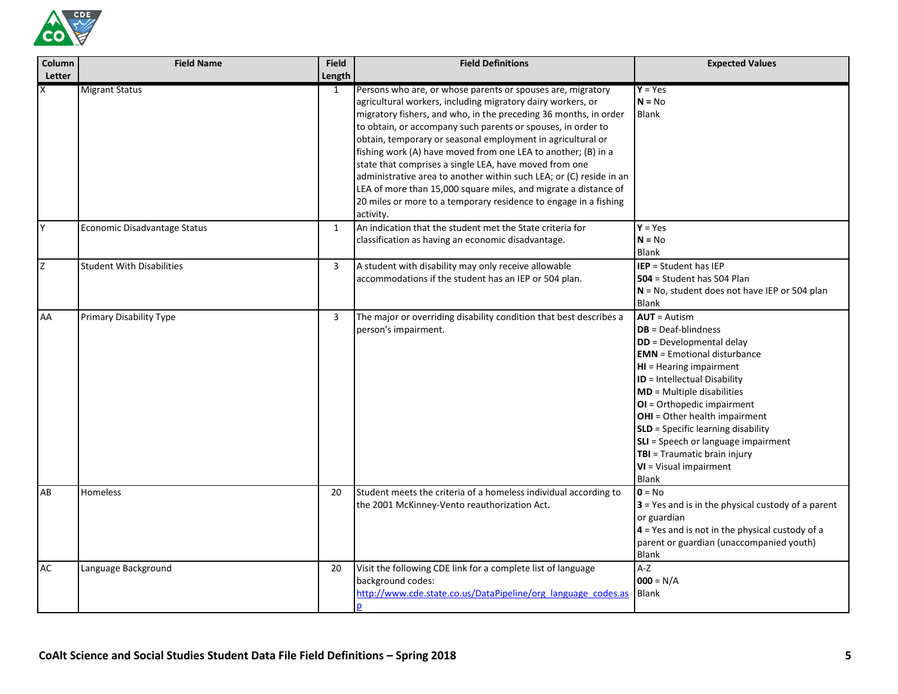| Column Letter | Field Name | Field Length | Field Definitions | Expected Values |
|---|---|---|---|---|
| X | Migrant Status | 1 | Persons who are, or whose parents or spouses are, migratory agricultural workers, including migratory dairy workers, or migratory fishers, and who, in the preceding 36 months, in order to obtain, or accompany such parents or spouses, in order to obtain, temporary or seasonal employment in agricultural or fishing work (A) have moved from one LEA to another; (B) in a state that comprises a single LEA, have moved from one administrative area to another within such LEA; or (C) reside in an LEA of more than 15,000 square miles, and migrate a distance of 20 miles or more to a temporary residence to engage in a fishing activity. | **Y** = Yes<br>**N** = No<br>Blank |
| Y | Economic Disadvantage Status | 1 | An indication that the student met the State criteria for classification as having an economic disadvantage. | **Y** = Yes<br>**N** = No<br>Blank |
| Z | Student With Disabilities | 3 | A student with disability may only receive allowable accommodations if the student has an IEP or 504 plan. | **IEP** = Student has IEP<br>**504** = Student has 504 Plan<br>**N** = No, student does not have IEP or 504 plan<br>Blank |
| AA | Primary Disability Type | 3 | The major or overriding disability condition that best describes a person's impairment. | **AUT** = Autism<br>**DB** = Deaf-blindness<br>**DD** = Developmental delay<br>**EMN** = Emotional disturbance<br>**HI** = Hearing impairment<br>**ID** = Intellectual Disability<br>**MD** = Multiple disabilities<br>**OI** = Orthopedic impairment<br>**OHI** = Other health impairment<br>**SLD** = Specific learning disability<br>**SLI** = Speech or language impairment<br>**TBI** = Traumatic brain injury<br>**VI** = Visual impairment<br>Blank |
| AB | Homeless | 20 | Student meets the criteria of a homeless individual according to the 2001 McKinney-Vento reauthorization Act. | **0** = No<br>**3** = Yes and is in the physical custody of a parent or guardian<br>**4** = Yes and is not in the physical custody of a parent or guardian (unaccompanied youth)<br>Blank |
| AC | Language Background | 20 | Visit the following CDE link for a complete list of language background codes: [http://www.cde.state.co.us/DataPipeline/org_language_codes.asp](http://www.cde.state.co.us/DataPipeline/org_language_codes.asp) | A-Z<br>**000** = N/A<br>Blank |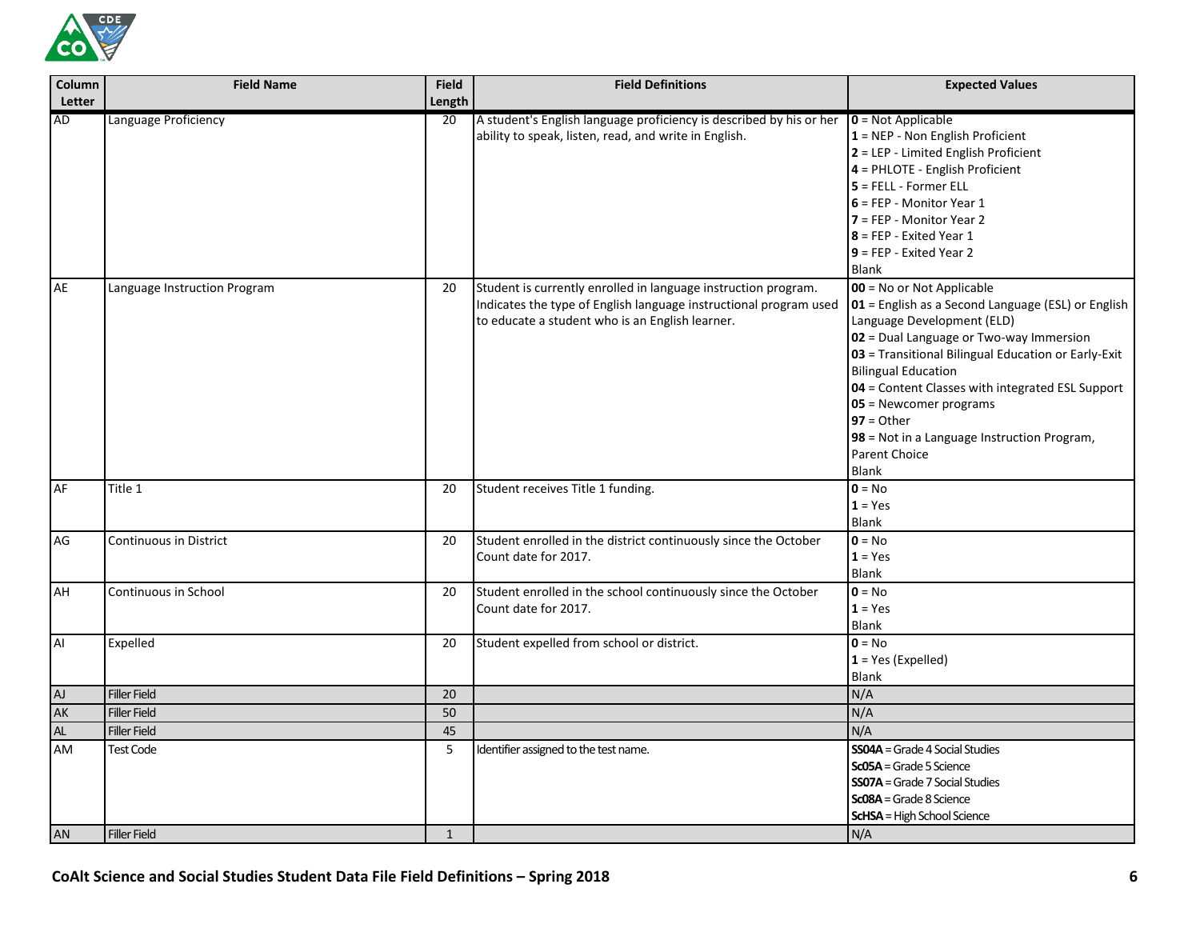| Column Letter | Field Name | Field Length | Field Definitions | Expected Values |
|---|---|---|---|---|
| AD | Language Proficiency | 20 | A student's English language proficiency is described by his or her ability to speak, listen, read, and write in English. | **0** = Not Applicable<br>**1** = NEP - Non English Proficient<br>**2** = LEP - Limited English Proficient<br>**4** = PHLOTE - English Proficient<br>**5** = FELL - Former ELL<br>**6** = FEP - Monitor Year 1<br>**7** = FEP - Monitor Year 2<br>**8** = FEP - Exited Year 1<br>**9** = FEP - Exited Year 2<br>Blank |
| AE | Language Instruction Program | 20 | Student is currently enrolled in language instruction program. Indicates the type of English language instructional program used to educate a student who is an English learner. | **00** = No or Not Applicable<br>**01** = English as a Second Language (ESL) or English Language Development (ELD)<br>**02** = Dual Language or Two-way Immersion<br>**03** = Transitional Bilingual Education or Early-Exit Bilingual Education<br>**04** = Content Classes with integrated ESL Support<br>**05** = Newcomer programs<br>**97** = Other<br>**98** = Not in a Language Instruction Program, Parent Choice<br>Blank |
| AF | Title 1 | 20 | Student receives Title 1 funding. | **0** = No<br>**1** = Yes<br>Blank |
| AG | Continuous in District | 20 | Student enrolled in the district continuously since the October Count date for 2017. | **0** = No<br>**1** = Yes<br>Blank |
| AH | Continuous in School | 20 | Student enrolled in the school continuously since the October Count date for 2017. | **0** = No<br>**1** = Yes<br>Blank |
| AI | Expelled | 20 | Student expelled from school or district. | **0** = No<br>**1** = Yes (Expelled)<br>Blank |
| AJ | Filler Field | 20 | | N/A |
| AK | Filler Field | 50 | | N/A |
| AL | Filler Field | 45 | | N/A |
| AM | Test Code | 5 | Identifier assigned to the test name. | **SS04A** = Grade 4 Social Studies<br>**Sc05A** = Grade 5 Science<br>**SS07A** = Grade 7 Social Studies<br>**Sc08A** = Grade 8 Science<br>**ScHSA** = High School Science |
| AN | Filler Field | 1 | | N/A |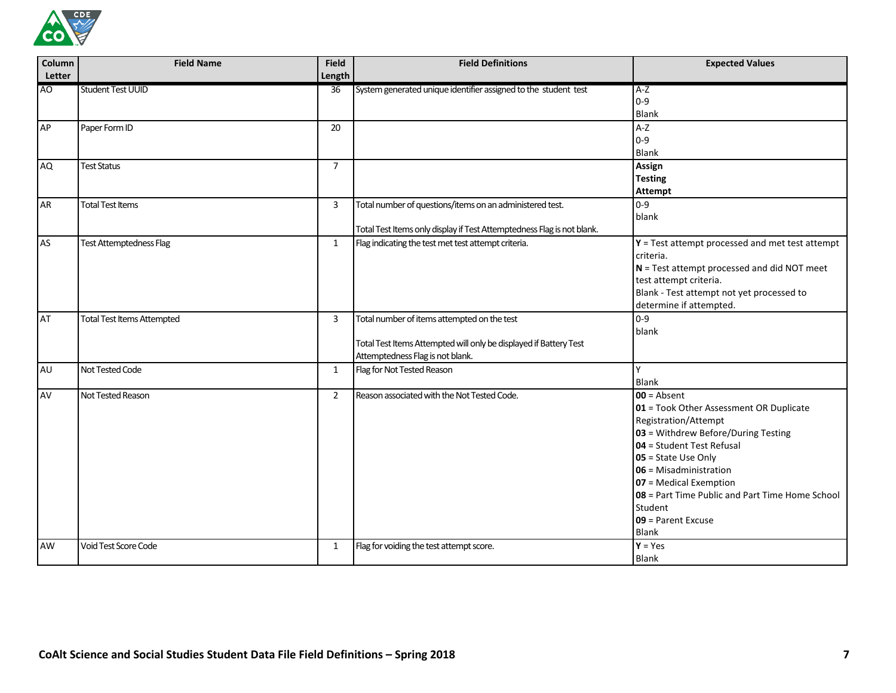| Column Letter | Field Name | Field Length | Field Definitions | Expected Values |
|---|---|---|---|---|
| AO | Student Test UUID | 36 | System generated unique identifier assigned to the student test | A-Z<br>0-9<br>Blank |
| AP | Paper Form ID | 20 | | A-Z<br>0-9<br>Blank |
| AQ | Test Status | 7 | | **Assign**<br>**Testing**<br>**Attempt** |
| AR | Total Test Items | 3 | Total number of questions/items on an administered test.<br><br>Total Test Items only display if Test Attemptedness Flag is not blank. | 0-9<br>blank |
| AS | Test Attemptedness Flag | 1 | Flag indicating the test met test attempt criteria. | **Y** = Test attempt processed and met test attempt criteria.<br>**N** = Test attempt processed and did NOT meet test attempt criteria.<br>Blank - Test attempt not yet processed to determine if attempted. |
| AT | Total Test Items Attempted | 3 | Total number of items attempted on the test<br><br>Total Test Items Attempted will only be displayed if Battery Test Attemptedness Flag is not blank. | 0-9<br>blank |
| AU | Not Tested Code | 1 | Flag for Not Tested Reason | Y<br>Blank |
| AV | Not Tested Reason | 2 | Reason associated with the Not Tested Code. | **00** = Absent<br>**01** = Took Other Assessment OR Duplicate Registration/Attempt<br>**03** = Withdrew Before/During Testing<br>**04** = Student Test Refusal<br>**05** = State Use Only<br>**06** = Misadministration<br>**07** = Medical Exemption<br>**08** = Part Time Public and Part Time Home School Student<br>**09** = Parent Excuse<br>Blank |
| AW | Void Test Score Code | 1 | Flag for voiding the test attempt score. | **Y** = Yes<br>Blank |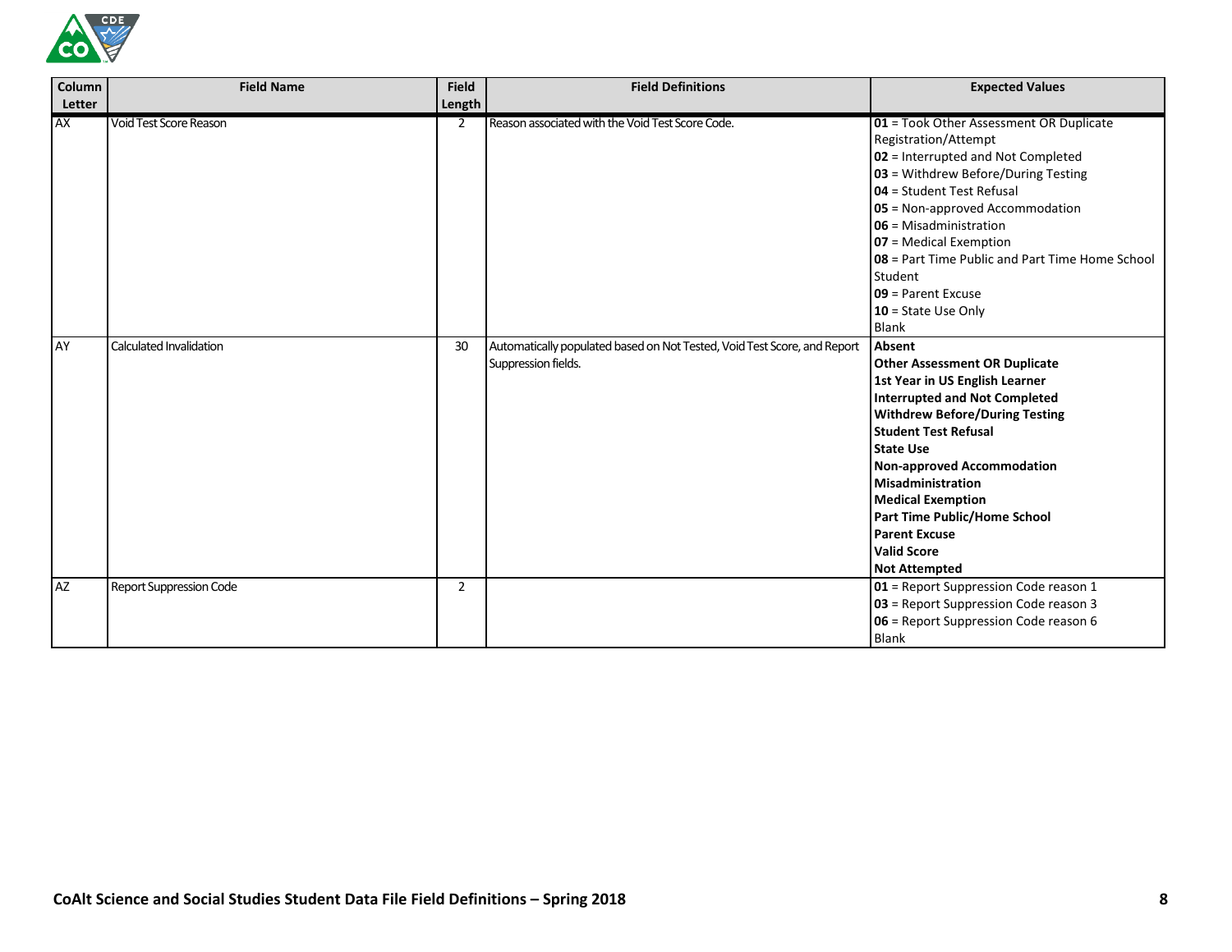| Column Letter | Field Name | Field Length | Field Definitions | Expected Values |
|---|---|---|---|---|
| AX | Void Test Score Reason | 2 | Reason associated with the Void Test Score Code. | **01** = Took Other Assessment OR Duplicate Registration/Attempt<br>**02** = Interrupted and Not Completed<br>**03** = Withdrew Before/During Testing<br>**04** = Student Test Refusal<br>**05** = Non-approved Accommodation<br>**06** = Misadministration<br>**07** = Medical Exemption<br>**08** = Part Time Public and Part Time Home School Student<br>**09** = Parent Excuse<br>**10** = State Use Only<br>Blank |
| AY | Calculated Invalidation | 30 | Automatically populated based on Not Tested, Void Test Score, and Report Suppression fields. | **Absent**<br>**Other Assessment OR Duplicate**<br>**1st Year in US English Learner**<br>**Interrupted and Not Completed**<br>**Withdrew Before/During Testing**<br>**Student Test Refusal**<br>**State Use**<br>**Non-approved Accommodation**<br>**Misadministration**<br>**Medical Exemption**<br>**Part Time Public/Home School**<br>**Parent Excuse**<br>**Valid Score**<br>**Not Attempted** |
| AZ | Report Suppression Code | 2 | | **01** = Report Suppression Code reason 1<br>**03** = Report Suppression Code reason 3<br>**06** = Report Suppression Code reason 6<br>Blank |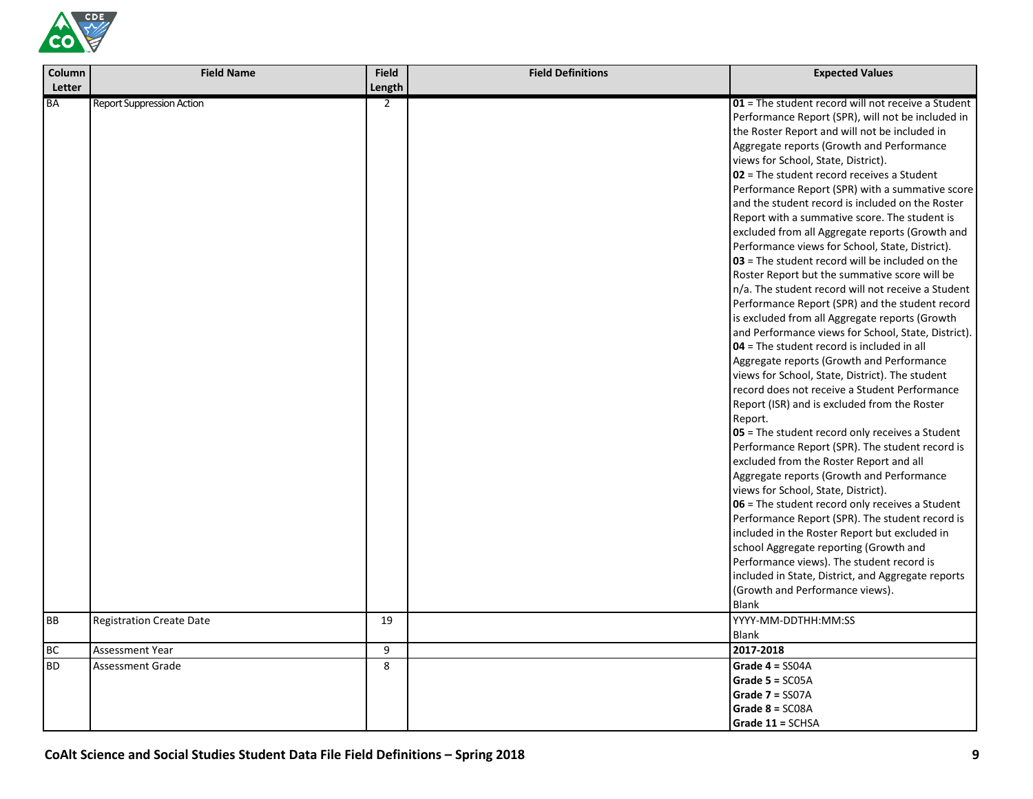| Column Letter | Field Name | Field Length | Field Definitions | Expected Values |
|---|---|---|---|---|
| BA | Report Suppression Action | 2 | | **01** = The student record will not receive a Student Performance Report (SPR), will not be included in the Roster Report and will not be included in Aggregate reports (Growth and Performance views for School, State, District).<br>**02** = The student record receives a Student Performance Report (SPR) with a summative score and the student record is included on the Roster Report with a summative score. The student is excluded from all Aggregate reports (Growth and Performance views for School, State, District).<br>**03** = The student record will be included on the Roster Report but the summative score will be n/a. The student record will not receive a Student Performance Report (SPR) and the student record is excluded from all Aggregate reports (Growth and Performance views for School, State, District).<br>**04** = The student record is included in all Aggregate reports (Growth and Performance views for School, State, District). The student record does not receive a Student Performance Report (ISR) and is excluded from the Roster Report.<br>**05** = The student record only receives a Student Performance Report (SPR). The student record is excluded from the Roster Report and all Aggregate reports (Growth and Performance views for School, State, District).<br>**06** = The student record only receives a Student Performance Report (SPR). The student record is included in the Roster Report but excluded in school Aggregate reporting (Growth and Performance views). The student record is included in State, District, and Aggregate reports (Growth and Performance views).<br>Blank |
| BB | Registration Create Date | 19 | | YYYY-MM-DDTHH:MM:SS<br>Blank |
| BC | Assessment Year | 9 | | **2017-2018** |
| BD | Assessment Grade | 8 | | **Grade 4 =** SS04A<br>**Grade 5 =** SC05A<br>**Grade 7 =** SS07A<br>**Grade 8 =** SC08A<br>**Grade 11 =** SCHSA |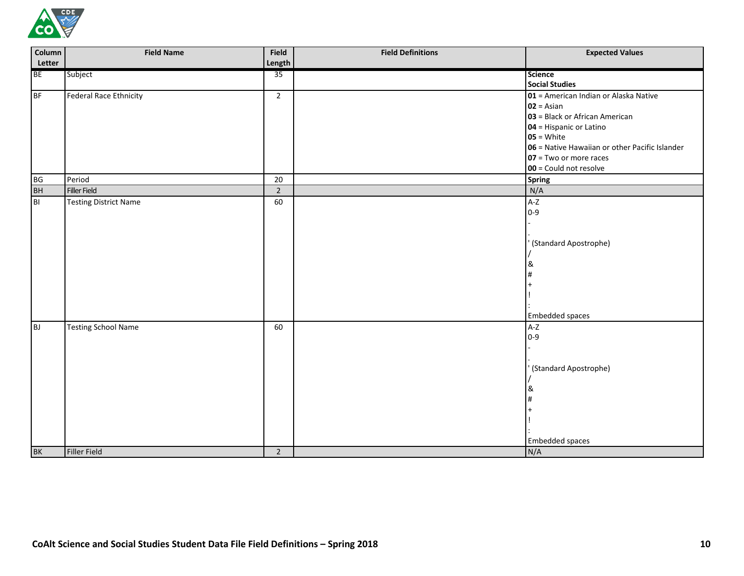| Column Letter | Field Name | Field Length | Field Definitions | Expected Values |
|---|---|---|---|---|
| BE | Subject | 35 | | **Science**<br>**Social Studies** |
| BF | Federal Race Ethnicity | 2 | | **01** = American Indian or Alaska Native<br>**02** = Asian<br>**03** = Black or African American<br>**04** = Hispanic or Latino<br>**05** = White<br>**06** = Native Hawaiian or other Pacific Islander<br>**07** = Two or more races<br>**00** = Could not resolve |
| BG | Period | 20 | | **Spring** |
| BH | Filler Field | 2 | | N/A |
| BI | Testing District Name | 60 | | A-Z<br>0-9<br>-<br>.<br>' (Standard Apostrophe)<br>/<br>&<br>#<br>+<br>!<br>:<br>Embedded spaces |
| BJ | Testing School Name | 60 | | A-Z<br>0-9<br>-<br>.<br>' (Standard Apostrophe)<br>/<br>&<br>#<br>+<br>!<br>:<br>Embedded spaces |
| BK | Filler Field | 2 | | N/A |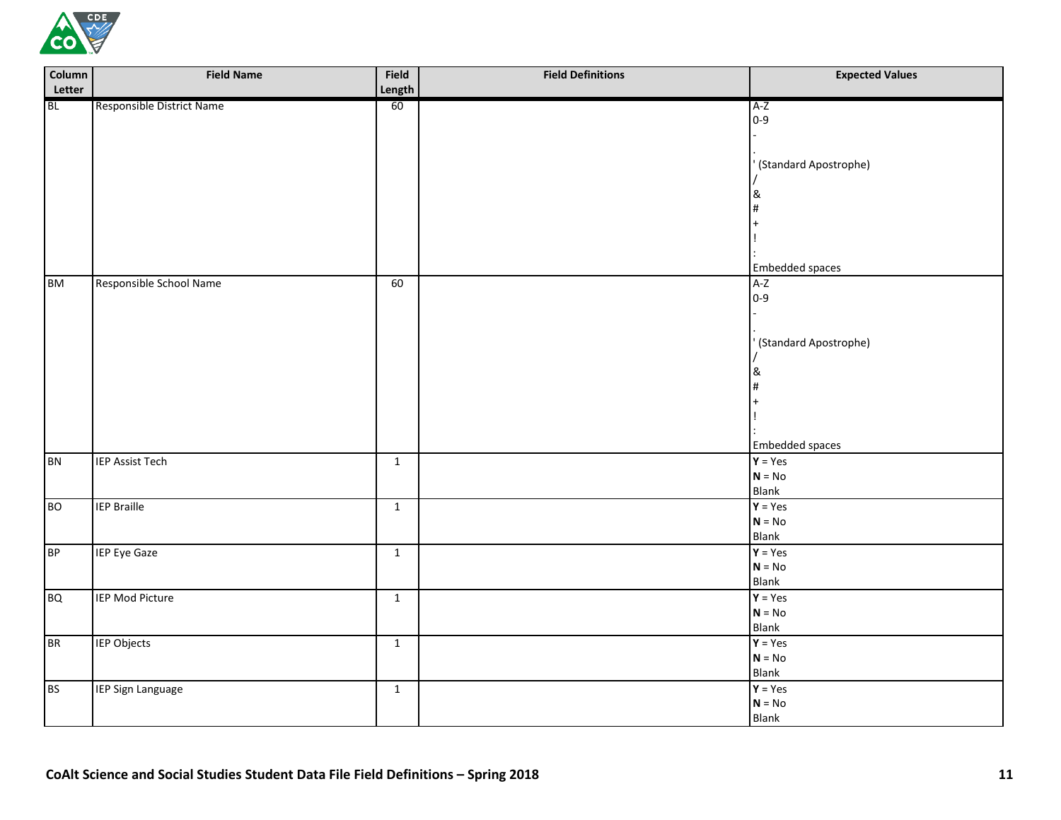| Column Letter | Field Name | Field Length | Field Definitions | Expected Values |
|---|---|---|---|---|
| BL | Responsible District Name | 60 | | A-Z<br>0-9<br>-<br>.<br>' (Standard Apostrophe)<br>/<br>&<br>#<br>+<br>!<br>:<br>Embedded spaces |
| BM | Responsible School Name | 60 | | A-Z<br>0-9<br>-<br>.<br>' (Standard Apostrophe)<br>/<br>&<br>#<br>+<br>!<br>:<br>Embedded spaces |
| BN | IEP Assist Tech | 1 | | **Y** = Yes<br>**N** = No<br>Blank |
| BO | IEP Braille | 1 | | **Y** = Yes<br>**N** = No<br>Blank |
| BP | IEP Eye Gaze | 1 | | **Y** = Yes<br>**N** = No<br>Blank |
| BQ | IEP Mod Picture | 1 | | **Y** = Yes<br>**N** = No<br>Blank |
| BR | IEP Objects | 1 | | **Y** = Yes<br>**N** = No<br>Blank |
| BS | IEP Sign Language | 1 | | **Y** = Yes<br>**N** = No<br>Blank |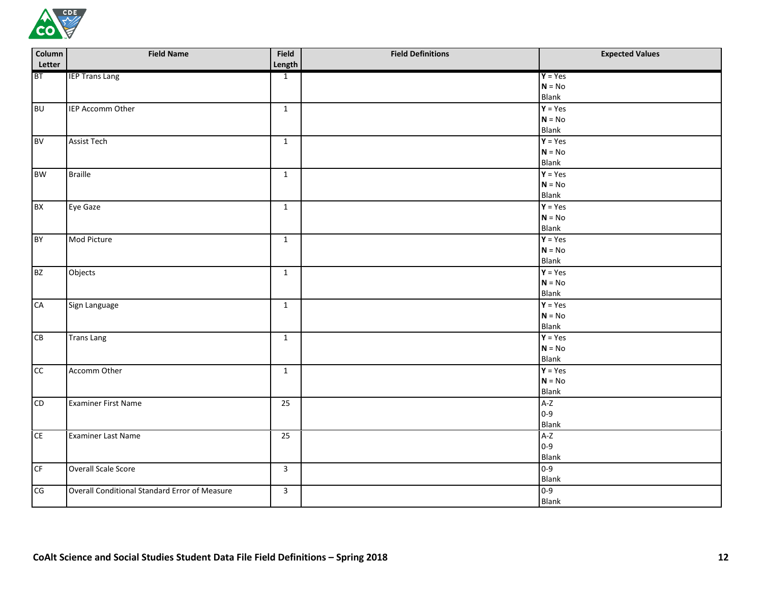| Column Letter | Field Name | Field Length | Field Definitions | Expected Values |
|---|---|---|---|---|
| BT | IEP Trans Lang | 1 | | **Y** = Yes<br>**N** = No<br>Blank |
| BU | IEP Accomm Other | 1 | | **Y** = Yes<br>**N** = No<br>Blank |
| BV | Assist Tech | 1 | | **Y** = Yes<br>**N** = No<br>Blank |
| BW | Braille | 1 | | **Y** = Yes<br>**N** = No<br>Blank |
| BX | Eye Gaze | 1 | | **Y** = Yes<br>**N** = No<br>Blank |
| BY | Mod Picture | 1 | | **Y** = Yes<br>**N** = No<br>Blank |
| BZ | Objects | 1 | | **Y** = Yes<br>**N** = No<br>Blank |
| CA | Sign Language | 1 | | **Y** = Yes<br>**N** = No<br>Blank |
| CB | Trans Lang | 1 | | **Y** = Yes<br>**N** = No<br>Blank |
| CC | Accomm Other | 1 | | **Y** = Yes<br>**N** = No<br>Blank |
| CD | Examiner First Name | 25 | | A-Z<br>0-9<br>Blank |
| CE | Examiner Last Name | 25 | | A-Z<br>0-9<br>Blank |
| CF | Overall Scale Score | 3 | | 0-9<br>Blank |
| CG | Overall Conditional Standard Error of Measure | 3 | | 0-9<br>Blank |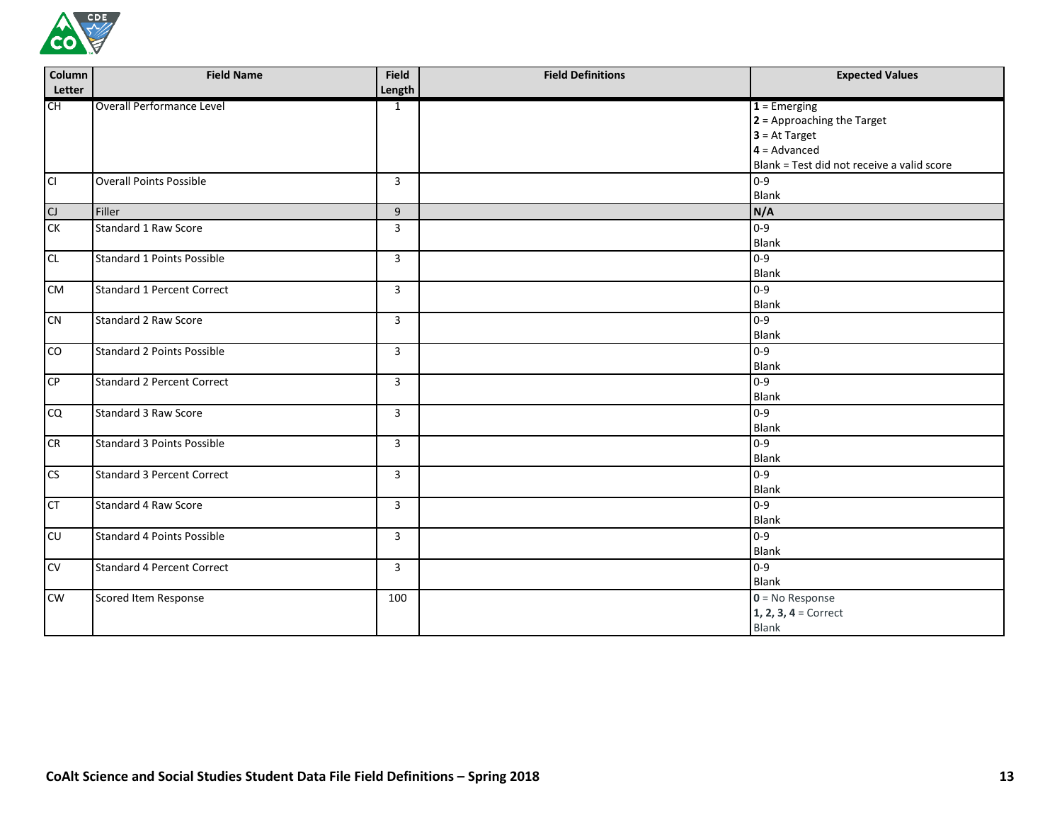| Column Letter | Field Name | Field Length | Field Definitions | Expected Values |
|---|---|---|---|---|
| CH | Overall Performance Level | 1 | | **1** = Emerging<br>**2** = Approaching the Target<br>**3** = At Target<br>**4** = Advanced<br>Blank = Test did not receive a valid score |
| CI | Overall Points Possible | 3 | | 0-9<br>Blank |
| CJ | Filler | 9 | | **N/A** |
| CK | Standard 1 Raw Score | 3 | | 0-9<br>Blank |
| CL | Standard 1 Points Possible | 3 | | 0-9<br>Blank |
| CM | Standard 1 Percent Correct | 3 | | 0-9<br>Blank |
| CN | Standard 2 Raw Score | 3 | | 0-9<br>Blank |
| CO | Standard 2 Points Possible | 3 | | 0-9<br>Blank |
| CP | Standard 2 Percent Correct | 3 | | 0-9<br>Blank |
| CQ | Standard 3 Raw Score | 3 | | 0-9<br>Blank |
| CR | Standard 3 Points Possible | 3 | | 0-9<br>Blank |
| CS | Standard 3 Percent Correct | 3 | | 0-9<br>Blank |
| CT | Standard 4 Raw Score | 3 | | 0-9<br>Blank |
| CU | Standard 4 Points Possible | 3 | | 0-9<br>Blank |
| CV | Standard 4 Percent Correct | 3 | | 0-9<br>Blank |
| CW | Scored Item Response | 100 | | **0** = No Response<br>**1, 2, 3, 4** = Correct<br>Blank |